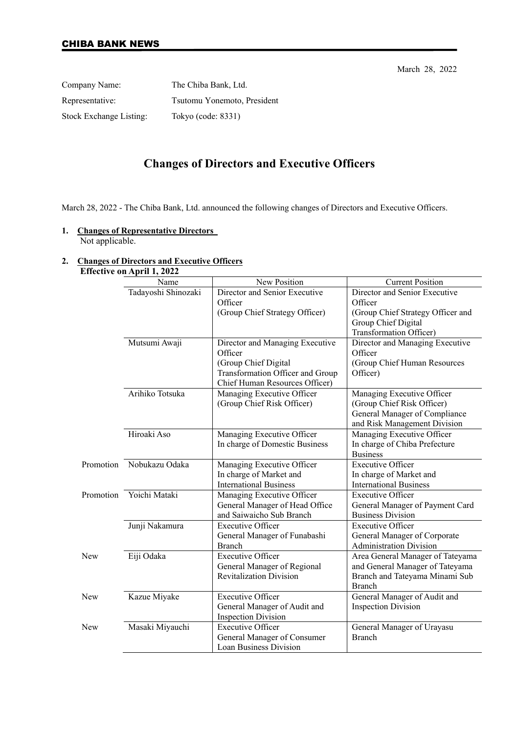CHIBA BANK NEWS

March 28, 2022

Company Name: The Chiba Bank, Ltd.

Representative: Tsutomu Yonemoto, President

Stock Exchange Listing: Tokyo (code: 8331)

# Changes of Directors and Executive Officers

March 28, 2022 - The Chiba Bank, Ltd. announced the following changes of Directors and Executive Officers.

1. **Changes of Representative Directors**

   Not applicable.

2. **Changes of Directors and Executive Officers**

   **Effective on April 1, 2022**

| | Name | New Position | Current Position |
|---|---|---|---|
| | Tadayoshi Shinozaki | Director and Senior Executive Officer (Group Chief Strategy Officer) | Director and Senior Executive Officer (Group Chief Strategy Officer and Group Chief Digital Transformation Officer) |
| | Mutsumi Awaji | Director and Managing Executive Officer (Group Chief Digital Transformation Officer and Group Chief Human Resources Officer) | Director and Managing Executive Officer (Group Chief Human Resources Officer) |
| | Arihiko Totsuka | Managing Executive Officer (Group Chief Risk Officer) | Managing Executive Officer (Group Chief Risk Officer) General Manager of Compliance and Risk Management Division |
| | Hiroaki Aso | Managing Executive Officer In charge of Domestic Business | Managing Executive Officer In charge of Chiba Prefecture Business |
| Promotion | Nobukazu Odaka | Managing Executive Officer In charge of Market and International Business | Executive Officer In charge of Market and International Business |
| Promotion | Yoichi Mataki | Managing Executive Officer General Manager of Head Office and Saiwaicho Sub Branch | Executive Officer General Manager of Payment Card Business Division |
| | Junji Nakamura | Executive Officer General Manager of Funabashi Branch | Executive Officer General Manager of Corporate Administration Division |
| New | Eiji Odaka | Executive Officer General Manager of Regional Revitalization Division | Area General Manager of Tateyama and General Manager of Tateyama Branch and Tateyama Minami Sub Branch |
| New | Kazue Miyake | Executive Officer General Manager of Audit and Inspection Division | General Manager of Audit and Inspection Division |
| New | Masaki Miyauchi | Executive Officer General Manager of Consumer Loan Business Division | General Manager of Urayasu Branch |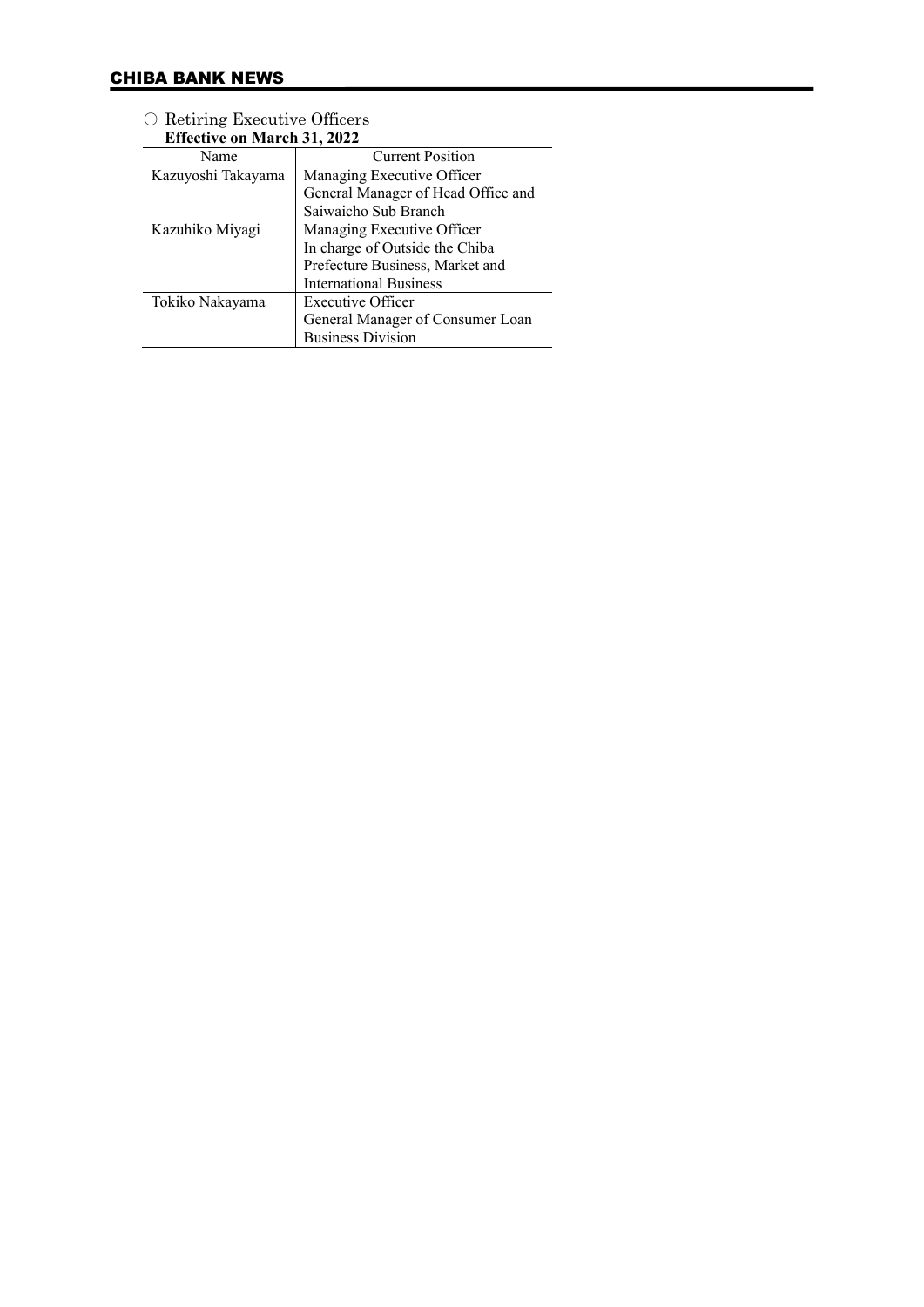○ Retiring Executive Officers

**Effective on March 31, 2022**

| Name | Current Position |
|---|---|
| Kazuyoshi Takayama | Managing Executive Officer<br>General Manager of Head Office and Saiwaicho Sub Branch |
| Kazuhiko Miyagi | Managing Executive Officer<br>In charge of Outside the Chiba Prefecture Business, Market and International Business |
| Tokiko Nakayama | Executive Officer<br>General Manager of Consumer Loan Business Division |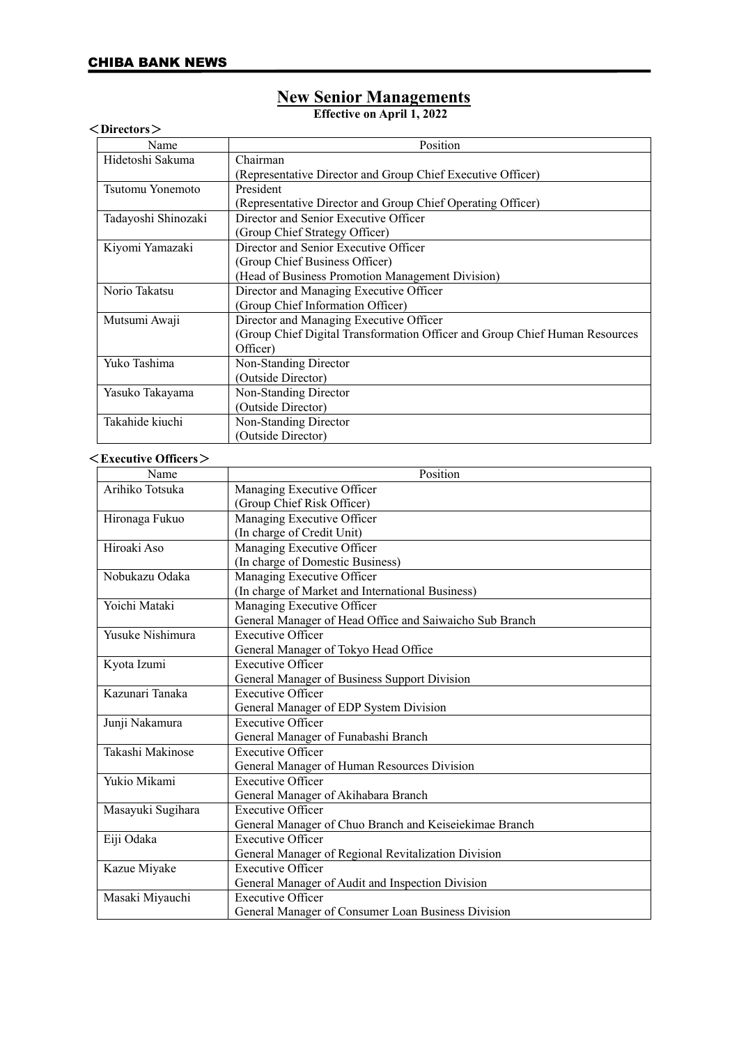**CHIBA BANK NEWS**

# New Senior Managements

**Effective on April 1, 2022**

**＜Directors＞**

| Name | Position |
|---|---|
| Hidetoshi Sakuma | Chairman<br>(Representative Director and Group Chief Executive Officer) |
| Tsutomu Yonemoto | President<br>(Representative Director and Group Chief Operating Officer) |
| Tadayoshi Shinozaki | Director and Senior Executive Officer<br>(Group Chief Strategy Officer) |
| Kiyomi Yamazaki | Director and Senior Executive Officer<br>(Group Chief Business Officer)<br>(Head of Business Promotion Management Division) |
| Norio Takatsu | Director and Managing Executive Officer<br>(Group Chief Information Officer) |
| Mutsumi Awaji | Director and Managing Executive Officer<br>(Group Chief Digital Transformation Officer and Group Chief Human Resources Officer) |
| Yuko Tashima | Non-Standing Director<br>(Outside Director) |
| Yasuko Takayama | Non-Standing Director<br>(Outside Director) |
| Takahide kiuchi | Non-Standing Director<br>(Outside Director) |

**＜Executive Officers＞**

| Name | Position |
|---|---|
| Arihiko Totsuka | Managing Executive Officer<br>(Group Chief Risk Officer) |
| Hironaga Fukuo | Managing Executive Officer<br>(In charge of Credit Unit) |
| Hiroaki Aso | Managing Executive Officer<br>(In charge of Domestic Business) |
| Nobukazu Odaka | Managing Executive Officer<br>(In charge of Market and International Business) |
| Yoichi Mataki | Managing Executive Officer<br>General Manager of Head Office and Saiwaicho Sub Branch |
| Yusuke Nishimura | Executive Officer<br>General Manager of Tokyo Head Office |
| Kyota Izumi | Executive Officer<br>General Manager of Business Support Division |
| Kazunari Tanaka | Executive Officer<br>General Manager of EDP System Division |
| Junji Nakamura | Executive Officer<br>General Manager of Funabashi Branch |
| Takashi Makinose | Executive Officer<br>General Manager of Human Resources Division |
| Yukio Mikami | Executive Officer<br>General Manager of Akihabara Branch |
| Masayuki Sugihara | Executive Officer<br>General Manager of Chuo Branch and Keiseiekimae Branch |
| Eiji Odaka | Executive Officer<br>General Manager of Regional Revitalization Division |
| Kazue Miyake | Executive Officer<br>General Manager of Audit and Inspection Division |
| Masaki Miyauchi | Executive Officer<br>General Manager of Consumer Loan Business Division |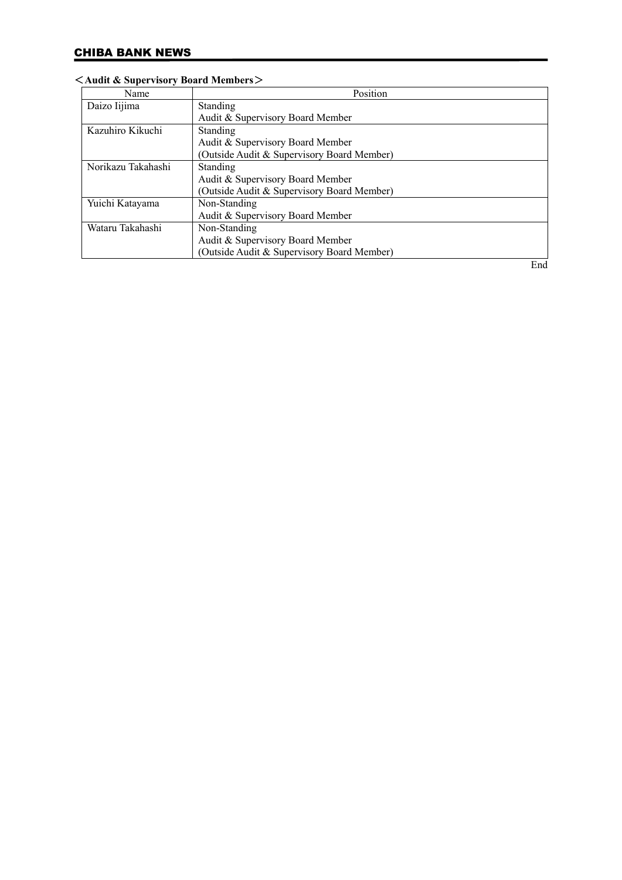**＜Audit & Supervisory Board Members＞**

| Name | Position |
|---|---|
| Daizo Iijima | Standing<br>Audit & Supervisory Board Member |
| Kazuhiro Kikuchi | Standing<br>Audit & Supervisory Board Member<br>(Outside Audit & Supervisory Board Member) |
| Norikazu Takahashi | Standing<br>Audit & Supervisory Board Member<br>(Outside Audit & Supervisory Board Member) |
| Yuichi Katayama | Non-Standing<br>Audit & Supervisory Board Member |
| Wataru Takahashi | Non-Standing<br>Audit & Supervisory Board Member<br>(Outside Audit & Supervisory Board Member) |

End